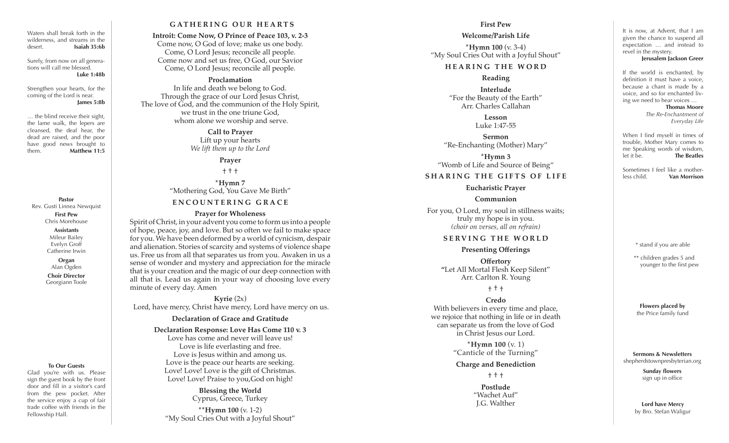Waters shall break forth in the wilderness, and streams in the desert. **Isaiah 35:6b**

Surely, from now on all generations will call me blessed. **Luke 1:48b**

Strengthen your hearts, for the coming of the Lord is near. **James 5:8b**

… the blind receive their sight, the lame walk, the lepers are cleansed, the deaf hear, the dead are raised, and the poor have good news brought to them. **Matthew 11:5**

**Pastor**
Rev. Gusti Linnea Newquist

**First Pew**
Chris Morehouse

**Assistants**
Mileur Bailey
Evelyn Groff
Catherine Irwin

**Organ**
Alan Ogden

**Choir Director**
Georgiann Toole

**To Our Guests**
Glad you're with us. Please sign the guest book by the front door and fill in a visitor's card from the pew pocket. After the service enjoy a cup of fair trade coffee with friends in the Fellowship Hall.

## GATHERING OUR HEARTS

**Introit: Come Now, O Prince of Peace 103, v. 2-3**
Come now, O God of love; make us one body.
Come, O Lord Jesus; reconcile all people.
Come now and set us free, O God, our Savior
Come, O Lord Jesus; reconcile all people.

**Proclamation**
In life and death we belong to God.
Through the grace of our Lord Jesus Christ,
The love of God, and the communion of the Holy Spirit,
we trust in the one triune God,
whom alone we worship and serve.

**Call to Prayer**
Lift up your hearts
*We lift them up to the Lord*

**Prayer**

† † †

***Hymn 7**
"Mothering God, You Gave Me Birth"

## ENCOUNTERING GRACE

**Prayer for Wholeness**
Spirit of Christ, in your advent you come to form us into a people of hope, peace, joy, and love. But so often we fail to make space for you. We have been deformed by a world of cynicism, despair and alienation. Stories of scarcity and systems of violence shape us. Free us from all that separates us from you. Awaken in us a sense of wonder and mystery and appreciation for the miracle that is your creation and the magic of our deep connection with all that is. Lead us again in your way of choosing love every minute of every day. Amen

**Kyrie** (2x)
Lord, have mercy, Christ have mercy, Lord have mercy on us.

**Declaration of Grace and Gratitude**

**Declaration Response: Love Has Come 110 v. 3**
Love has come and never will leave us!
Love is life everlasting and free.
Love is Jesus within and among us.
Love is the peace our hearts are seeking.
Love! Love! Love is the gift of Christmas.
Love! Love! Praise to you,God on high!

**Blessing the World**
Cyprus, Greece, Turkey

****Hymn 100** (v. 1-2)
"My Soul Cries Out with a Joyful Shout"

**First Pew**

**Welcome/Parish Life**

***Hymn 100** (v. 3-4)
"My Soul Cries Out with a Joyful Shout"

## HEARING THE WORD

**Reading**

**Interlude**
"For the Beauty of the Earth"
Arr. Charles Callahan

**Lesson**
Luke 1:47-55

**Sermon**
"Re-Enchanting (Mother) Mary"

***Hymn 3**
"Womb of Life and Source of Being"

## SHARING THE GIFTS OF LIFE

**Eucharistic Prayer**

**Communion**

For you, O Lord, my soul in stillness waits;
truly my hope is in you.
*(choir on verses, all on refrain)*

## SERVING THE WORLD

**Presenting Offerings**

**Offertory**
**"**Let All Mortal Flesh Keep Silent"
Arr. Carlton R. Young

† † †

**Credo**
With believers in every time and place,
we rejoice that nothing in life or in death
can separate us from the love of God
in Christ Jesus our Lord.

***Hymn 100** (v. 1)
"Canticle of the Turning"

**Charge and Benediction**

† † †

**Postlude**
"Wachet Auf"
J.G. Walther

It is now, at Advent, that I am given the chance to suspend all expectation … and instead to revel in the mystery.
**Jerusalem Jackson Greer**

If the world is enchanted, by definition it must have a voice, because a chant is made by a voice, and so for enchanted living we need to hear voices …
**Thomas Moore**
*The Re-Enchantment of Everyday Life*

When I find myself in times of trouble, Mother Mary comes to me Speaking words of wisdom, let it be. **The Beatles**

Sometimes I feel like a motherless child. **Van Morrison**

\* stand if you are able

\*\* children grades 5 and younger to the first pew

**Flowers placed by**
the Price family fund

**Sermons & Newsletters**
shepherdstownpresbyterian.org

**Sunday flowers**
sign up in office

**Lord have Mercy**
by Bro. Stefan Waligur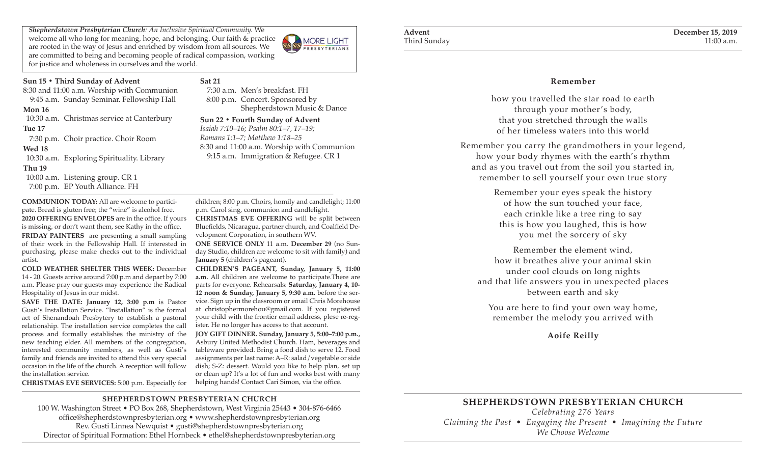*Shepherdstown Presbyterian Church: An Inclusive Spiritual Community.* We welcome all who long for meaning, hope, and belonging. Our faith & practice are rooted in the way of Jesus and enriched by wisdom from all sources. We are committed to being and becoming people of radical compassion, working for justice and wholeness in ourselves and the world.

MORE LIGHT PRESBYTERIANS

**Sun 15 • Third Sunday of Advent**
8:30 and 11:00 a.m. Worship with Communion
9:45 a.m. Sunday Seminar. Fellowship Hall

**Mon 16**
10:30 a.m. Christmas service at Canterbury

**Tue 17**
7:30 p.m. Choir practice. Choir Room

**Wed 18**
10:30 a.m. Exploring Spirituality. Library

**Thu 19**
10:00 a.m. Listening group. CR 1
7:00 p.m. EP Youth Alliance. FH

**Sat 21**
7:30 a.m. Men's breakfast. FH
8:00 p.m. Concert. Sponsored by Shepherdstown Music & Dance

**Sun 22 • Fourth Sunday of Advent**
*Isaiah 7:10–16; Psalm 80:1–7, 17–19; Romans 1:1–7; Matthew 1:18–25*
8:30 and 11:00 a.m. Worship with Communion
9:15 a.m. Immigration & Refugee. CR 1

**COMMUNION TODAY:** All are welcome to participate. Bread is gluten free; the "wine" is alcohol free.

**2020 OFFERING ENVELOPES** are in the office. If yours is missing, or don't want them, see Kathy in the office.

**FRIDAY PAINTERS** are presenting a small sampling of their work in the Fellowship Hall. If interested in purchasing, please make checks out to the individual artist.

**COLD WEATHER SHELTER THIS WEEK:** December 14 - 20. Guests arrive around 7:00 p.m and depart by 7:00 a.m. Please pray our guests may experience the Radical Hospitality of Jesus in our midst.

**SAVE THE DATE: January 12, 3:00 p.m** is Pastor Gusti's Installation Service. "Installation" is the formal act of Shenandoah Presbytery to establish a pastoral relationship. The installation service completes the call process and formally establishes the ministry of the new teaching elder. All members of the congregation, interested community members, as well as Gusti's family and friends are invited to attend this very special occasion in the life of the church. A reception will follow the installation service.

**CHRISTMAS EVE SERVICES:** 5:00 p.m. Especially for children; 8:00 p.m. Choirs, homily and candlelight; 11:00 p.m. Carol sing, communion and candlelight.

**CHRISTMAS EVE OFFERING** will be split between Bluefields, Nicaragua, partner church, and Coalfield Development Corporation, in southern WV.

**ONE SERVICE ONLY** 11 a.m. **December 29** (no Sunday Studio, children are welcome to sit with family) and **January 5** (children's pageant).

**CHILDREN'S PAGEANT, Sunday, January 5, 11:00 a.m.** All children are welcome to participate.There are parts for everyone. Rehearsals: **Saturday, January 4, 10-12 noon & Sunday, January 5, 9:30 a.m.** before the service. Sign up in the classroom or email Chris Morehouse at christophermorehou@gmail.com. If you registered your child with the frontier email address, plese re-register. He no longer has access to that account.

**JOY GIFT DINNER. Sunday, January 5, 5:00–7:00 p.m.,** Asbury United Methodist Church. Ham, beverages and tableware provided. Bring a food dish to serve 12. Food assignments per last name: A–R: salad/vegetable or side dish; S-Z: dessert. Would you like to help plan, set up or clean up? It's a lot of fun and works best with many helping hands! Contact Cari Simon, via the office.

**SHEPHERDSTOWN PRESBYTERIAN CHURCH**
100 W. Washington Street • PO Box 268, Shepherdstown, West Virginia 25443 • 304-876-6466
office@shepherdstownpresbyterian.org • www.shepherdstownpresbyterian.org
Rev. Gusti Linnea Newquist • gusti@shepherdstownpresbyterian.org
Director of Spiritual Formation: Ethel Hornbeck • ethel@shepherdstownpresbyterian.org

**Advent**
Third Sunday

**December 15, 2019**
11:00 a.m.

## Remember

how you travelled the star road to earth
through your mother's body,
that you stretched through the walls
of her timeless waters into this world

Remember you carry the grandmothers in your legend,
how your body rhymes with the earth's rhythm
and as you travel out from the soil you started in,
remember to sell yourself your own true story

Remember your eyes speak the history
of how the sun touched your face,
each crinkle like a tree ring to say
this is how you laughed, this is how
you met the sorcery of sky

Remember the element wind,
how it breathes alive your animal skin
under cool clouds on long nights
and that life answers you in unexpected places
between earth and sky

You are here to find your own way home,
remember the melody you arrived with

**Aoife Reilly**

**SHEPHERDSTOWN PRESBYTERIAN CHURCH**
*Celebrating 276 Years*
*Claiming the Past • Engaging the Present • Imagining the Future*
*We Choose Welcome*